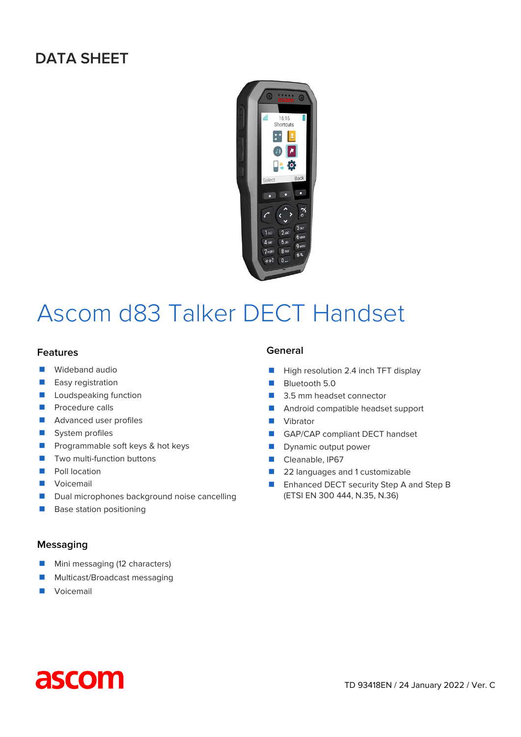# DATA SHEET

# Ascom d83 Talker DECT Handset

## Features

- Wideband audio
- Easy registration
- Loudspeaking function
- Procedure calls
- Advanced user profiles
- System profiles
- Programmable soft keys & hot keys
- Two multi-function buttons
- Poll location
- Voicemail
- Dual microphones background noise cancelling
- Base station positioning

## General

- High resolution 2.4 inch TFT display
- Bluetooth 5.0
- 3.5 mm headset connector
- Android compatible headset support
- Vibrator
- GAP/CAP compliant DECT handset
- Dynamic output power
- Cleanable, IP67
- 22 languages and 1 customizable
- Enhanced DECT security Step A and Step B (ETSI EN 300 444, N.35, N.36)

## Messaging

- Mini messaging (12 characters)
- Multicast/Broadcast messaging
- Voicemail

ascom

TD 93418EN / 24 January 2022 / Ver. C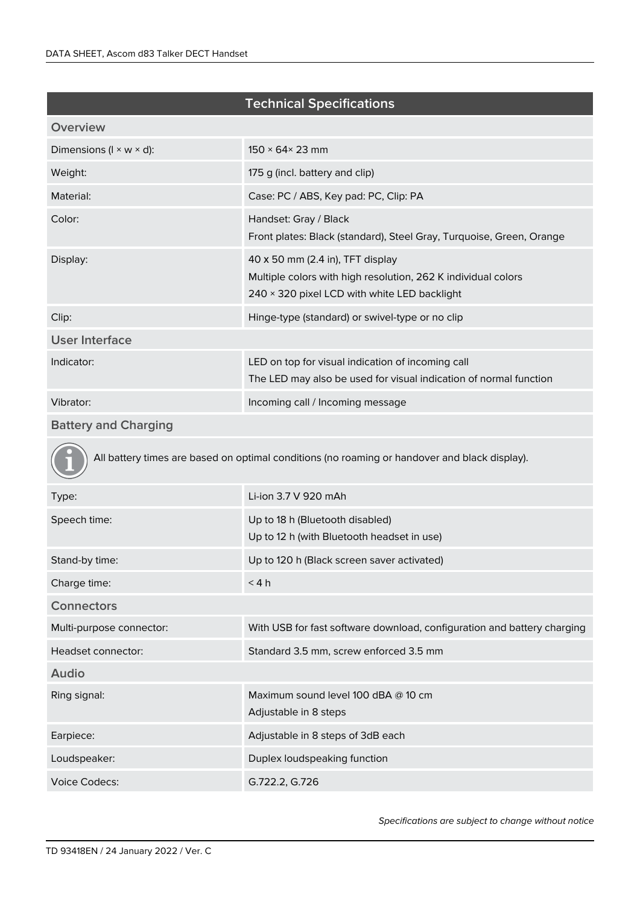## Technical Specifications

| Overview | |
|---|---|
| Dimensions (l × w × d): | 150 × 64× 23 mm |
| Weight: | 175 g (incl. battery and clip) |
| Material: | Case: PC / ABS, Key pad: PC, Clip: PA |
| Color: | Handset: Gray / Black<br>Front plates: Black (standard), Steel Gray, Turquoise, Green, Orange |
| Display: | 40 x 50 mm (2.4 in), TFT display<br>Multiple colors with high resolution, 262 K individual colors<br>240 × 320 pixel LCD with white LED backlight |
| Clip: | Hinge-type (standard) or swivel-type or no clip |
| **User Interface** | |
| Indicator: | LED on top for visual indication of incoming call<br>The LED may also be used for visual indication of normal function |
| Vibrator: | Incoming call / Incoming message |
| **Battery and Charging** | |
| All battery times are based on optimal conditions (no roaming or handover and black display). | |
| Type: | Li-ion 3.7 V 920 mAh |
| Speech time: | Up to 18 h (Bluetooth disabled)<br>Up to 12 h (with Bluetooth headset in use) |
| Stand-by time: | Up to 120 h (Black screen saver activated) |
| Charge time: | < 4 h |
| **Connectors** | |
| Multi-purpose connector: | With USB for fast software download, configuration and battery charging |
| Headset connector: | Standard 3.5 mm, screw enforced 3.5 mm |
| **Audio** | |
| Ring signal: | Maximum sound level 100 dBA @ 10 cm<br>Adjustable in 8 steps |
| Earpiece: | Adjustable in 8 steps of 3dB each |
| Loudspeaker: | Duplex loudspeaking function |
| Voice Codecs: | G.722.2, G.726 |

*Specifications are subject to change without notice*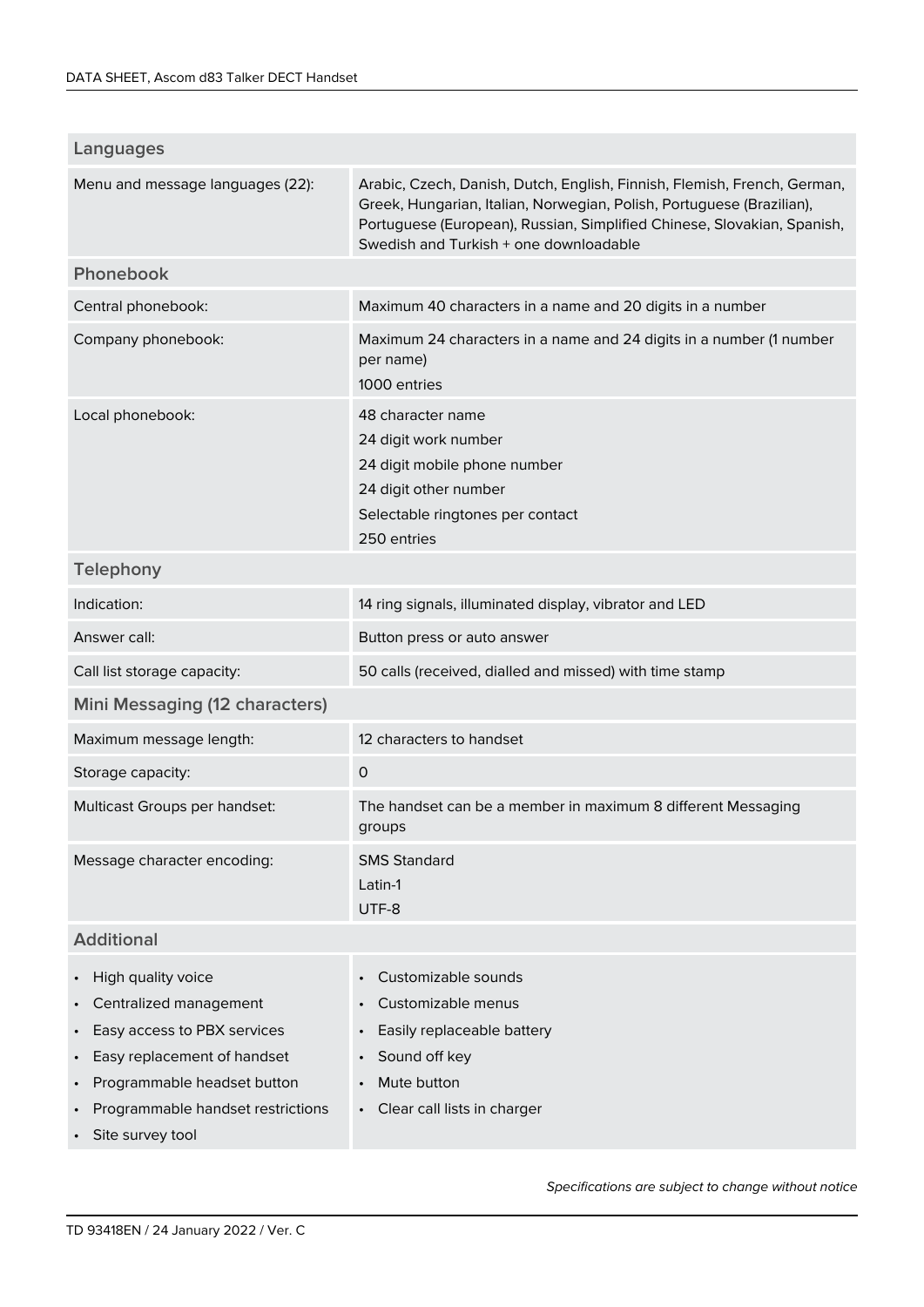## Languages

| | |
|---|---|
| Menu and message languages (22): | Arabic, Czech, Danish, Dutch, English, Finnish, Flemish, French, German, Greek, Hungarian, Italian, Norwegian, Polish, Portuguese (Brazilian), Portuguese (European), Russian, Simplified Chinese, Slovakian, Spanish, Swedish and Turkish + one downloadable |

## Phonebook

| | |
|---|---|
| Central phonebook: | Maximum 40 characters in a name and 20 digits in a number |
| Company phonebook: | Maximum 24 characters in a name and 24 digits in a number (1 number per name)<br>1000 entries |
| Local phonebook: | 48 character name<br>24 digit work number<br>24 digit mobile phone number<br>24 digit other number<br>Selectable ringtones per contact<br>250 entries |

## Telephony

| | |
|---|---|
| Indication: | 14 ring signals, illuminated display, vibrator and LED |
| Answer call: | Button press or auto answer |
| Call list storage capacity: | 50 calls (received, dialled and missed) with time stamp |

## Mini Messaging (12 characters)

| | |
|---|---|
| Maximum message length: | 12 characters to handset |
| Storage capacity: | 0 |
| Multicast Groups per handset: | The handset can be a member in maximum 8 different Messaging groups |
| Message character encoding: | SMS Standard<br>Latin-1<br>UTF-8 |

## Additional

- High quality voice
- Centralized management
- Easy access to PBX services
- Easy replacement of handset
- Programmable headset button
- Programmable handset restrictions
- Site survey tool
- Customizable sounds
- Customizable menus
- Easily replaceable battery
- Sound off key
- Mute button
- Clear call lists in charger

*Specifications are subject to change without notice*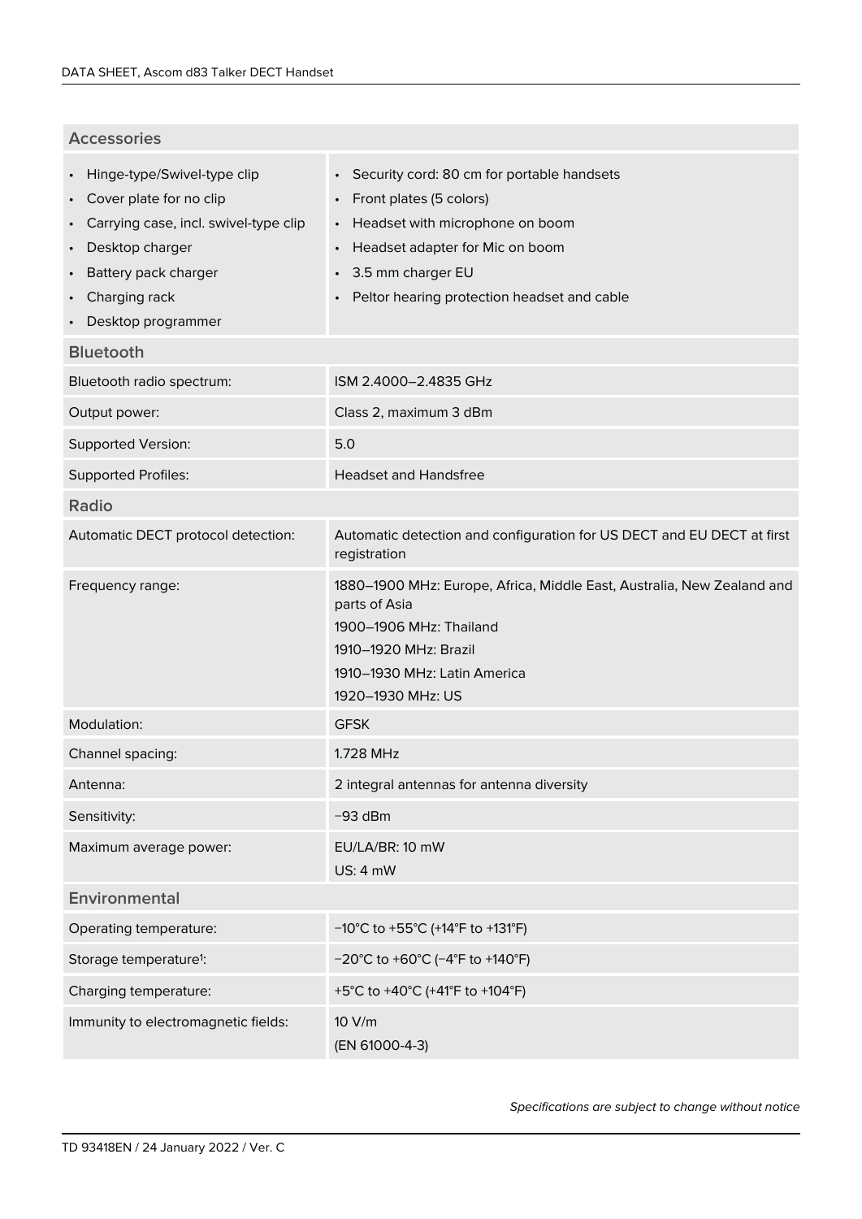## Accessories

| | |
|---|---|
| • Hinge-type/Swivel-type clip<br>• Cover plate for no clip<br>• Carrying case, incl. swivel-type clip<br>• Desktop charger<br>• Battery pack charger<br>• Charging rack<br>• Desktop programmer | • Security cord: 80 cm for portable handsets<br>• Front plates (5 colors)<br>• Headset with microphone on boom<br>• Headset adapter for Mic on boom<br>• 3.5 mm charger EU<br>• Peltor hearing protection headset and cable |

## Bluetooth

| | |
|---|---|
| Bluetooth radio spectrum: | ISM 2.4000–2.4835 GHz |
| Output power: | Class 2, maximum 3 dBm |
| Supported Version: | 5.0 |
| Supported Profiles: | Headset and Handsfree |

## Radio

| | |
|---|---|
| Automatic DECT protocol detection: | Automatic detection and configuration for US DECT and EU DECT at first registration |
| Frequency range: | 1880–1900 MHz: Europe, Africa, Middle East, Australia, New Zealand and parts of Asia<br>1900–1906 MHz: Thailand<br>1910–1920 MHz: Brazil<br>1910–1930 MHz: Latin America<br>1920–1930 MHz: US |
| Modulation: | GFSK |
| Channel spacing: | 1.728 MHz |
| Antenna: | 2 integral antennas for antenna diversity |
| Sensitivity: | −93 dBm |
| Maximum average power: | EU/LA/BR: 10 mW<br>US: 4 mW |

## Environmental

| | |
|---|---|
| Operating temperature: | −10°C to +55°C (+14°F to +131°F) |
| Storage temperature[1]: | −20°C to +60°C (−4°F to +140°F) |
| Charging temperature: | +5°C to +40°C (+41°F to +104°F) |
| Immunity to electromagnetic fields: | 10 V/m<br>(EN 61000-4-3) |

*Specifications are subject to change without notice*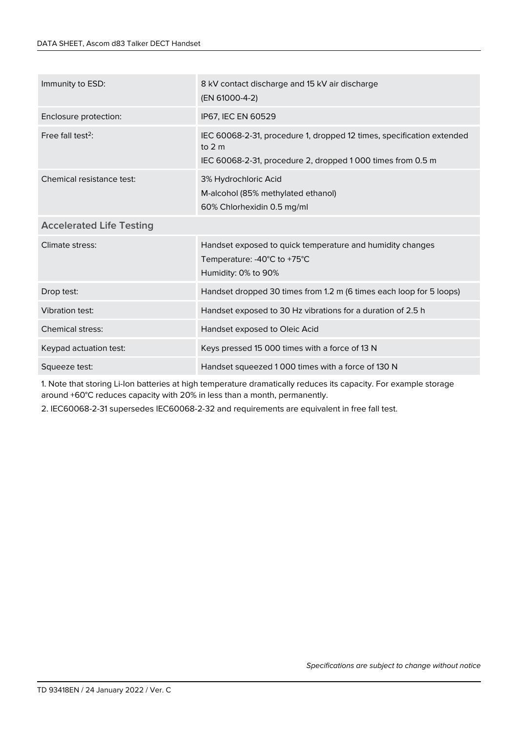| | |
|---|---|
| Immunity to ESD: | 8 kV contact discharge and 15 kV air discharge<br>(EN 61000-4-2) |
| Enclosure protection: | IP67, IEC EN 60529 |
| Free fall test[2]: | IEC 60068-2-31, procedure 1, dropped 12 times, specification extended to 2 m<br>IEC 60068-2-31, procedure 2, dropped 1 000 times from 0.5 m |
| Chemical resistance test: | 3% Hydrochloric Acid<br>M-alcohol (85% methylated ethanol)<br>60% Chlorhexidin 0.5 mg/ml |
| **Accelerated Life Testing** | |
| Climate stress: | Handset exposed to quick temperature and humidity changes<br>Temperature: -40°C to +75°C<br>Humidity: 0% to 90% |
| Drop test: | Handset dropped 30 times from 1.2 m (6 times each loop for 5 loops) |
| Vibration test: | Handset exposed to 30 Hz vibrations for a duration of 2.5 h |
| Chemical stress: | Handset exposed to Oleic Acid |
| Keypad actuation test: | Keys pressed 15 000 times with a force of 13 N |
| Squeeze test: | Handset squeezed 1 000 times with a force of 130 N |

1. Note that storing Li-Ion batteries at high temperature dramatically reduces its capacity. For example storage around +60°C reduces capacity with 20% in less than a month, permanently.

2. IEC60068-2-31 supersedes IEC60068-2-32 and requirements are equivalent in free fall test.

*Specifications are subject to change without notice*

TD 93418EN / 24 January 2022 / Ver. C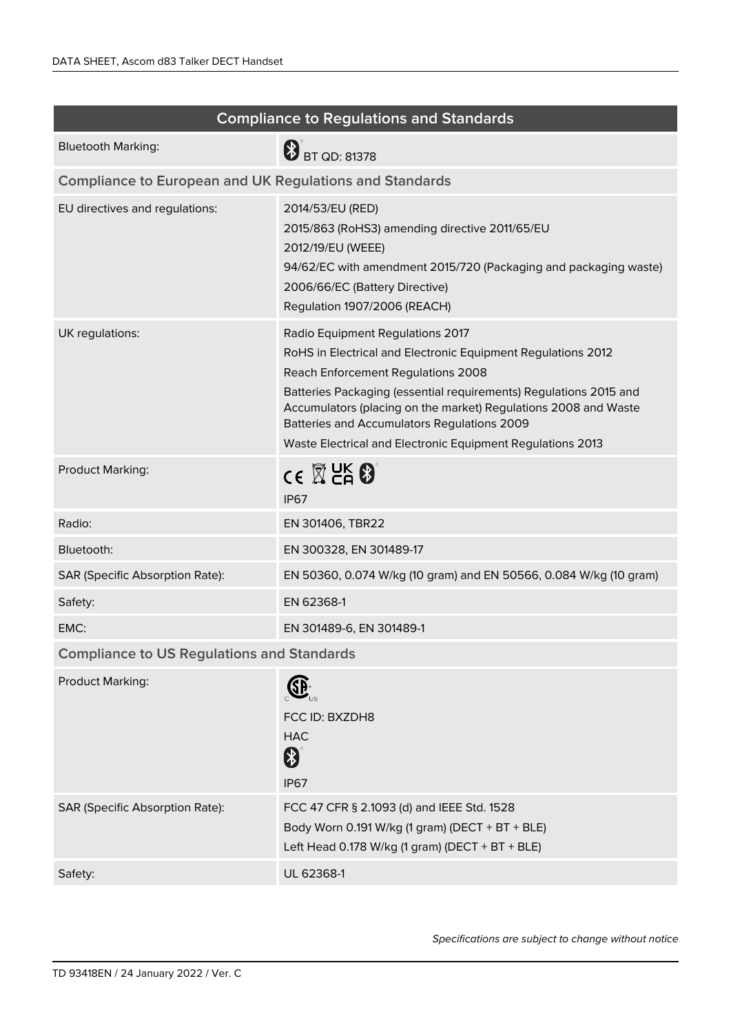| Compliance to Regulations and Standards | |
|---|---|
| Bluetooth Marking: | BT QD: 81378 |
| **Compliance to European and UK Regulations and Standards** | |
| EU directives and regulations: | 2014/53/EU (RED)<br>2015/863 (RoHS3) amending directive 2011/65/EU<br>2012/19/EU (WEEE)<br>94/62/EC with amendment 2015/720 (Packaging and packaging waste)<br>2006/66/EC (Battery Directive)<br>Regulation 1907/2006 (REACH) |
| UK regulations: | Radio Equipment Regulations 2017<br>RoHS in Electrical and Electronic Equipment Regulations 2012<br>Reach Enforcement Regulations 2008<br>Batteries Packaging (essential requirements) Regulations 2015 and Accumulators (placing on the market) Regulations 2008 and Waste Batteries and Accumulators Regulations 2009<br>Waste Electrical and Electronic Equipment Regulations 2013 |
| Product Marking: | CE UK CA<br>IP67 |
| Radio: | EN 301406, TBR22 |
| Bluetooth: | EN 300328, EN 301489-17 |
| SAR (Specific Absorption Rate): | EN 50360, 0.074 W/kg (10 gram) and EN 50566, 0.084 W/kg (10 gram) |
| Safety: | EN 62368-1 |
| EMC: | EN 301489-6, EN 301489-1 |
| **Compliance to US Regulations and Standards** | |
| Product Marking: | FCC ID: BXZDH8<br>HAC<br>IP67 |
| SAR (Specific Absorption Rate): | FCC 47 CFR § 2.1093 (d) and IEEE Std. 1528<br>Body Worn 0.191 W/kg (1 gram) (DECT + BT + BLE)<br>Left Head 0.178 W/kg (1 gram) (DECT + BT + BLE) |
| Safety: | UL 62368-1 |

*Specifications are subject to change without notice*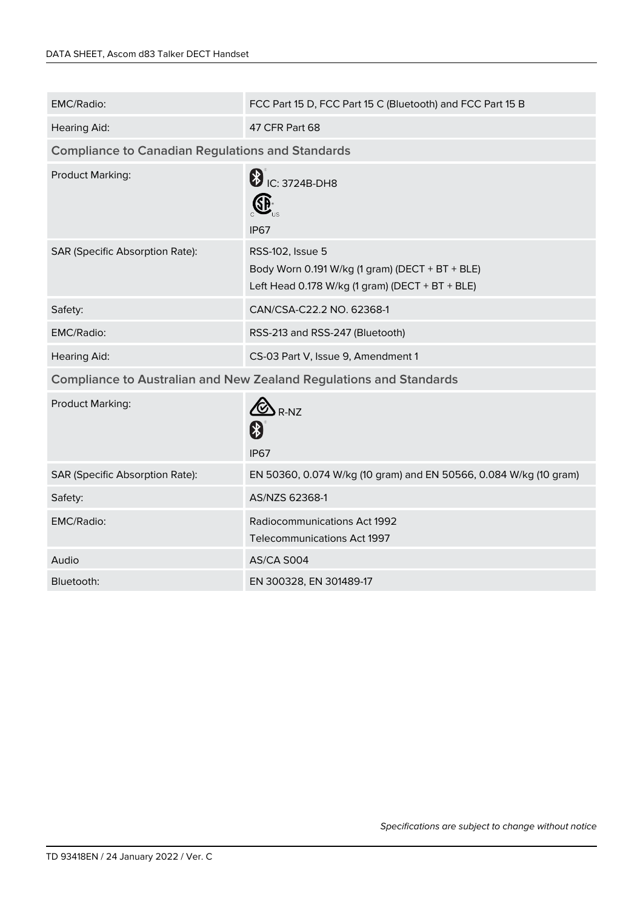| | |
|---|---|
| EMC/Radio: | FCC Part 15 D, FCC Part 15 C (Bluetooth) and FCC Part 15 B |
| Hearing Aid: | 47 CFR Part 68 |

## Compliance to Canadian Regulations and Standards

| | |
|---|---|
| Product Marking: | IC: 3724B-DH8<br>IP67 |
| SAR (Specific Absorption Rate): | RSS-102, Issue 5<br>Body Worn 0.191 W/kg (1 gram) (DECT + BT + BLE)<br>Left Head 0.178 W/kg (1 gram) (DECT + BT + BLE) |
| Safety: | CAN/CSA-C22.2 NO. 62368-1 |
| EMC/Radio: | RSS-213 and RSS-247 (Bluetooth) |
| Hearing Aid: | CS-03 Part V, Issue 9, Amendment 1 |

## Compliance to Australian and New Zealand Regulations and Standards

| | |
|---|---|
| Product Marking: | R-NZ<br>IP67 |
| SAR (Specific Absorption Rate): | EN 50360, 0.074 W/kg (10 gram) and EN 50566, 0.084 W/kg (10 gram) |
| Safety: | AS/NZS 62368-1 |
| EMC/Radio: | Radiocommunications Act 1992<br>Telecommunications Act 1997 |
| Audio | AS/CA S004 |
| Bluetooth: | EN 300328, EN 301489-17 |

*Specifications are subject to change without notice*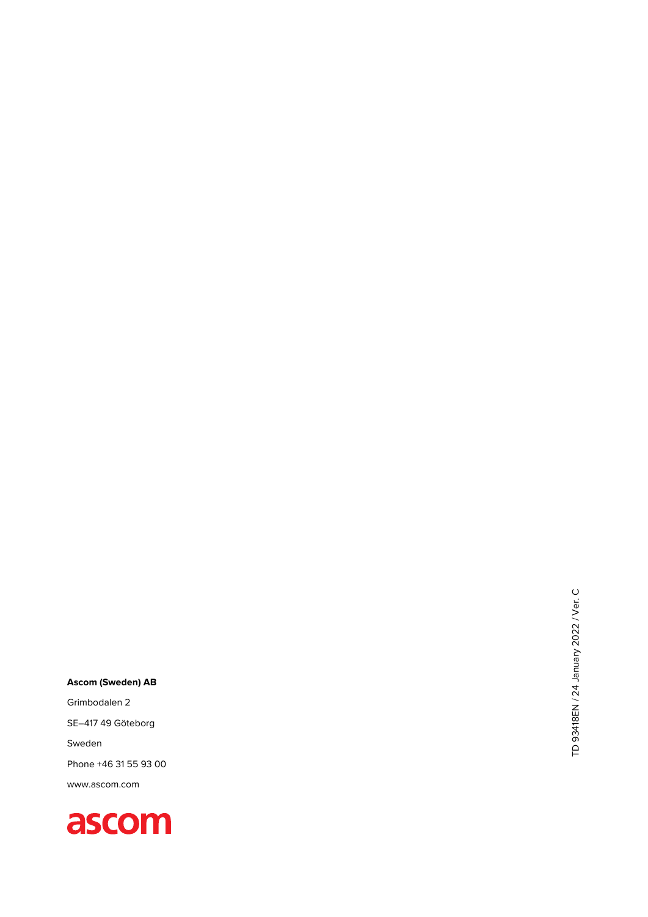**Ascom (Sweden) AB**

Grimbodalen 2

SE–417 49 Göteborg

Sweden

Phone +46 31 55 93 00

www.ascom.com

TD 93418EN / 24 January 2022 / Ver. C